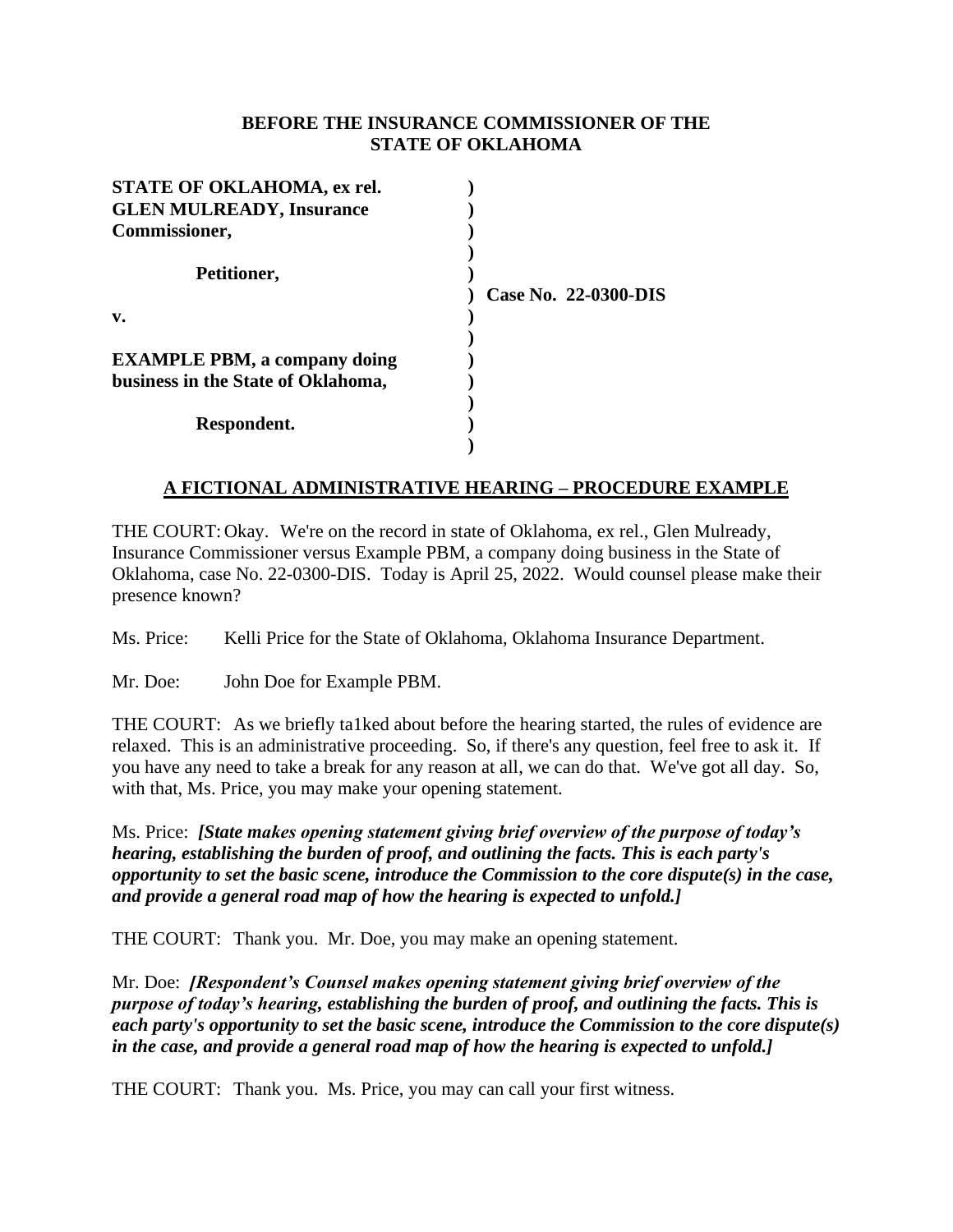**BEFORE THE INSURANCE COMMISSIONER OF THE STATE OF OKLAHOMA**

| | | |
|---|---|---|
| **STATE OF OKLAHOMA, ex rel. GLEN MULREADY, Insurance Commissioner,** | ) | |
| **Petitioner,** | ) | |
| | ) | **Case No. 22-0300-DIS** |
| **v.** | ) | |
| **EXAMPLE PBM, a company doing business in the State of Oklahoma,** | ) | |
| **Respondent.** | ) | |

## A FICTIONAL ADMINISTRATIVE HEARING – PROCEDURE EXAMPLE

THE COURT: Okay. We're on the record in state of Oklahoma, ex rel., Glen Mulready, Insurance Commissioner versus Example PBM, a company doing business in the State of Oklahoma, case No. 22-0300-DIS. Today is April 25, 2022. Would counsel please make their presence known?

Ms. Price: Kelli Price for the State of Oklahoma, Oklahoma Insurance Department.

Mr. Doe: John Doe for Example PBM.

THE COURT: As we briefly ta1ked about before the hearing started, the rules of evidence are relaxed. This is an administrative proceeding. So, if there's any question, feel free to ask it. If you have any need to take a break for any reason at all, we can do that. We've got all day. So, with that, Ms. Price, you may make your opening statement.

Ms. Price: ***[State makes opening statement giving brief overview of the purpose of today's hearing, establishing the burden of proof, and outlining the facts. This is each party's opportunity to set the basic scene, introduce the Commission to the core dispute(s) in the case, and provide a general road map of how the hearing is expected to unfold.]***

THE COURT: Thank you. Mr. Doe, you may make an opening statement.

Mr. Doe: ***[Respondent's Counsel makes opening statement giving brief overview of the purpose of today's hearing, establishing the burden of proof, and outlining the facts. This is each party's opportunity to set the basic scene, introduce the Commission to the core dispute(s) in the case, and provide a general road map of how the hearing is expected to unfold.]***

THE COURT: Thank you. Ms. Price, you may can call your first witness.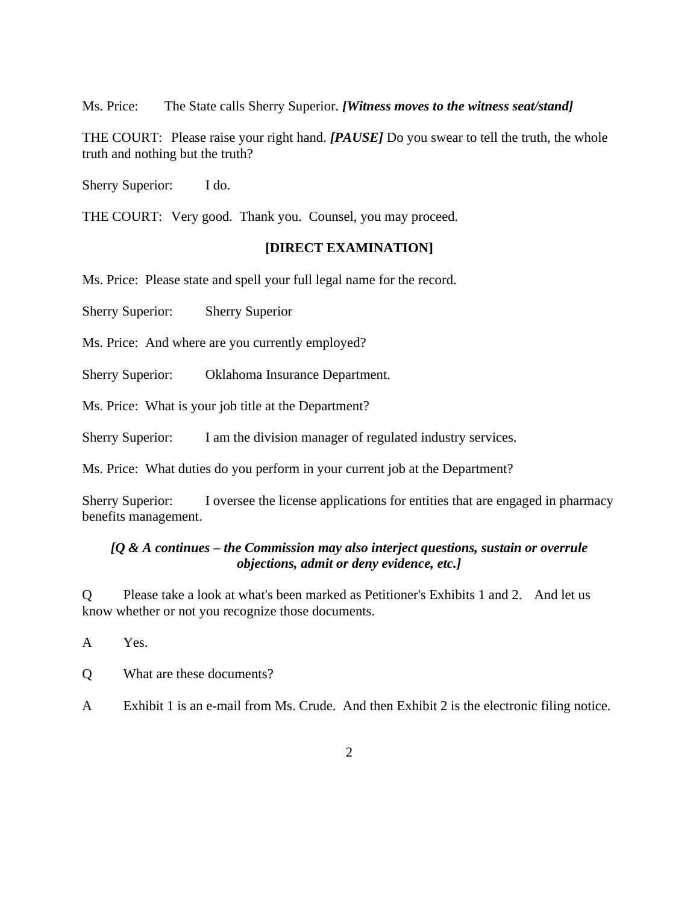Ms. Price: The State calls Sherry Superior. ***[Witness moves to the witness seat/stand]***

THE COURT: Please raise your right hand. ***[PAUSE]*** Do you swear to tell the truth, the whole truth and nothing but the truth?

Sherry Superior: I do.

THE COURT: Very good. Thank you. Counsel, you may proceed.

**[DIRECT EXAMINATION]**

Ms. Price: Please state and spell your full legal name for the record.

Sherry Superior: Sherry Superior

Ms. Price: And where are you currently employed?

Sherry Superior: Oklahoma Insurance Department.

Ms. Price: What is your job title at the Department?

Sherry Superior: I am the division manager of regulated industry services.

Ms. Price: What duties do you perform in your current job at the Department?

Sherry Superior: I oversee the license applications for entities that are engaged in pharmacy benefits management.

***[Q & A continues – the Commission may also interject questions, sustain or overrule objections, admit or deny evidence, etc.]***

Q Please take a look at what's been marked as Petitioner's Exhibits 1 and 2. And let us know whether or not you recognize those documents.

A Yes.

Q What are these documents?

A Exhibit 1 is an e-mail from Ms. Crude. And then Exhibit 2 is the electronic filing notice.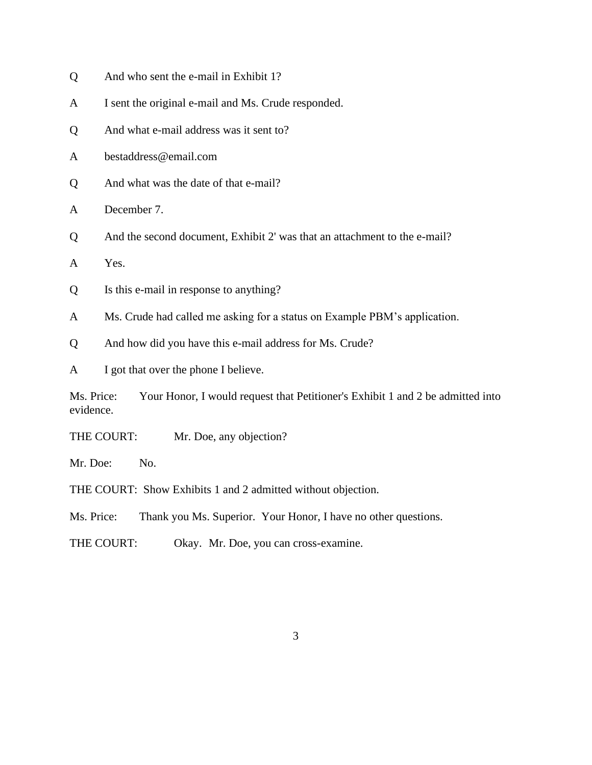Q And who sent the e-mail in Exhibit 1?

A I sent the original e-mail and Ms. Crude responded.

Q And what e-mail address was it sent to?

A bestaddress@email.com

Q And what was the date of that e-mail?

A December 7.

Q And the second document, Exhibit 2' was that an attachment to the e-mail?

A Yes.

Q Is this e-mail in response to anything?

A Ms. Crude had called me asking for a status on Example PBM's application.

Q And how did you have this e-mail address for Ms. Crude?

A I got that over the phone I believe.

Ms. Price: Your Honor, I would request that Petitioner's Exhibit 1 and 2 be admitted into evidence.

THE COURT: Mr. Doe, any objection?

Mr. Doe: No.

THE COURT: Show Exhibits 1 and 2 admitted without objection.

Ms. Price: Thank you Ms. Superior. Your Honor, I have no other questions.

THE COURT: Okay. Mr. Doe, you can cross-examine.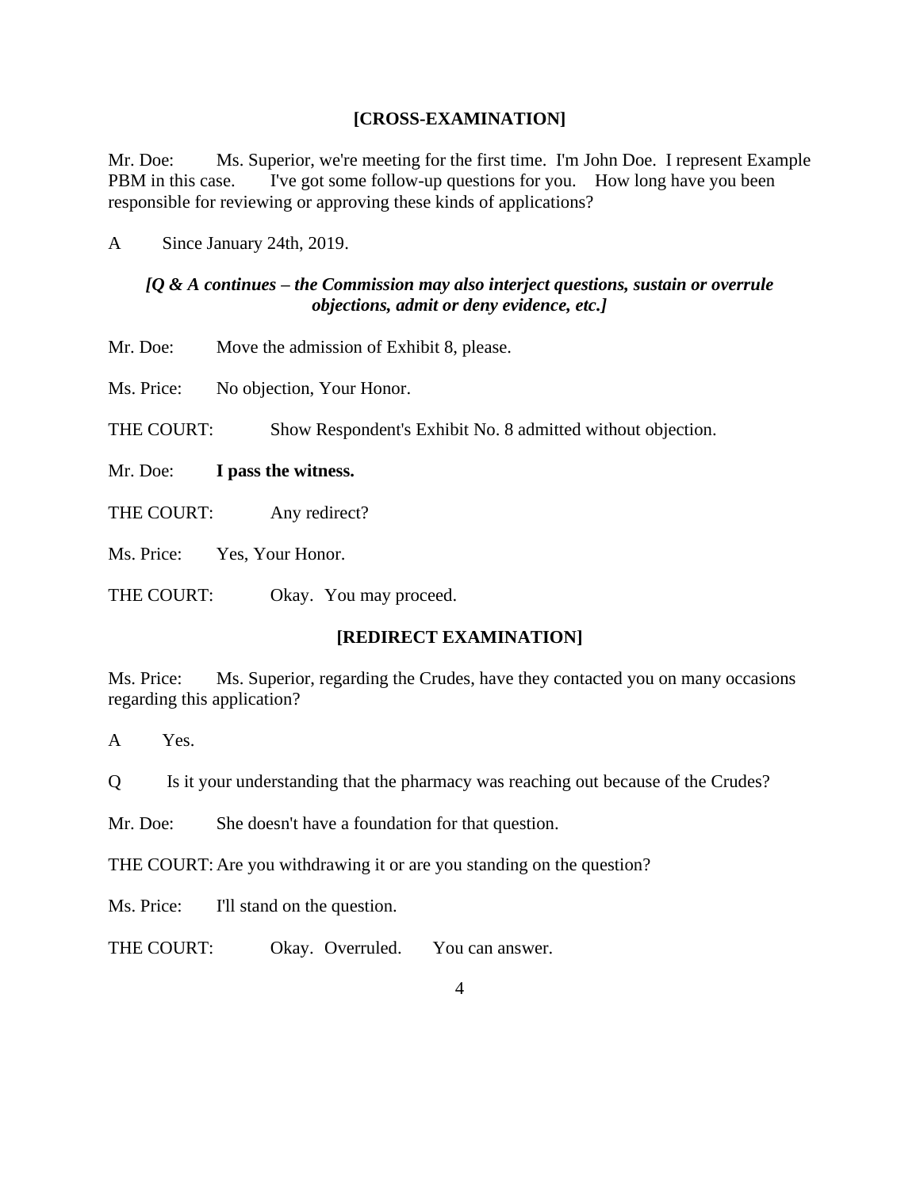**[CROSS-EXAMINATION]**

Mr. Doe: Ms. Superior, we're meeting for the first time. I'm John Doe. I represent Example PBM in this case. I've got some follow-up questions for you. How long have you been responsible for reviewing or approving these kinds of applications?

A Since January 24th, 2019.

***[Q & A continues – the Commission may also interject questions, sustain or overrule objections, admit or deny evidence, etc.]***

Mr. Doe: Move the admission of Exhibit 8, please.

Ms. Price: No objection, Your Honor.

THE COURT: Show Respondent's Exhibit No. 8 admitted without objection.

Mr. Doe: **I pass the witness.**

THE COURT: Any redirect?

Ms. Price: Yes, Your Honor.

THE COURT: Okay. You may proceed.

**[REDIRECT EXAMINATION]**

Ms. Price: Ms. Superior, regarding the Crudes, have they contacted you on many occasions regarding this application?

A Yes.

Q Is it your understanding that the pharmacy was reaching out because of the Crudes?

Mr. Doe: She doesn't have a foundation for that question.

THE COURT: Are you withdrawing it or are you standing on the question?

Ms. Price: I'll stand on the question.

THE COURT: Okay. Overruled. You can answer.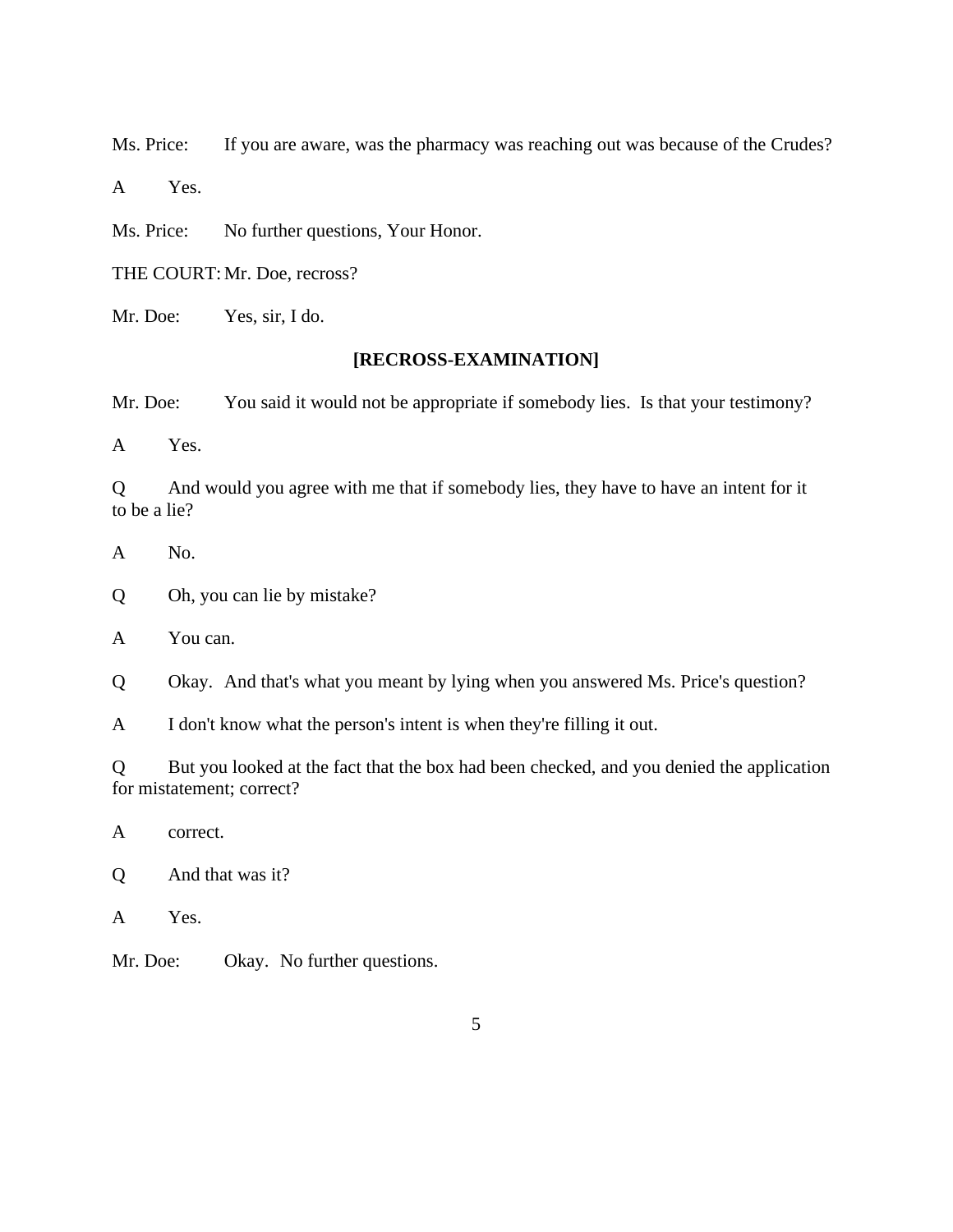Ms. Price: If you are aware, was the pharmacy was reaching out was because of the Crudes?

A Yes.

Ms. Price: No further questions, Your Honor.

THE COURT: Mr. Doe, recross?

Mr. Doe: Yes, sir, I do.

**[RECROSS-EXAMINATION]**

Mr. Doe: You said it would not be appropriate if somebody lies. Is that your testimony?

A Yes.

Q And would you agree with me that if somebody lies, they have to have an intent for it to be a lie?

A No.

Q Oh, you can lie by mistake?

A You can.

Q Okay. And that's what you meant by lying when you answered Ms. Price's question?

A I don't know what the person's intent is when they're filling it out.

Q But you looked at the fact that the box had been checked, and you denied the application for mistatement; correct?

A correct.

Q And that was it?

A Yes.

Mr. Doe: Okay. No further questions.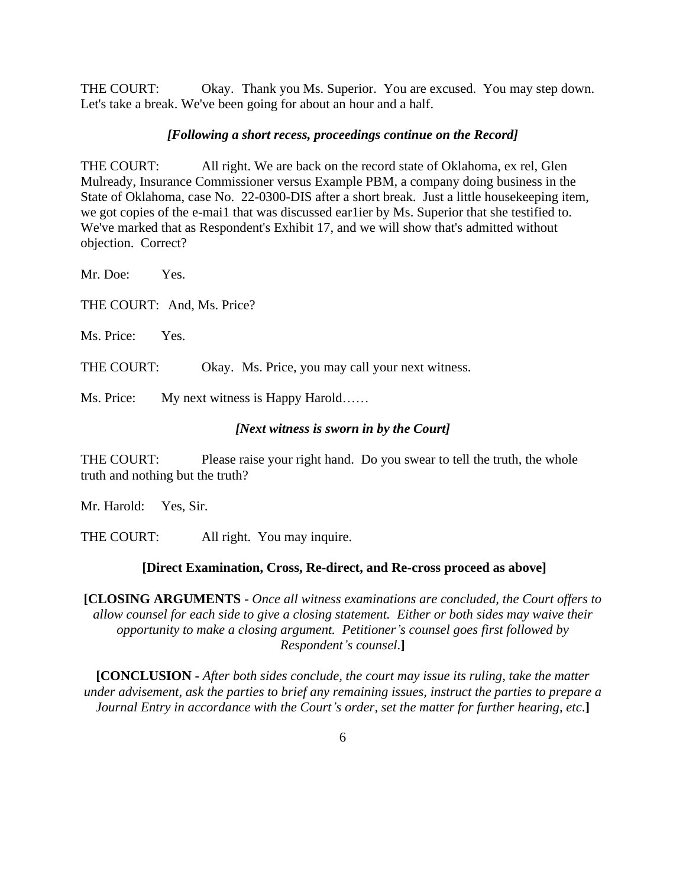THE COURT: Okay. Thank you Ms. Superior. You are excused. You may step down. Let's take a break. We've been going for about an hour and a half.

*[Following a short recess, proceedings continue on the Record]*

THE COURT: All right. We are back on the record state of Oklahoma, ex rel, Glen Mulready, Insurance Commissioner versus Example PBM, a company doing business in the State of Oklahoma, case No. 22-0300-DIS after a short break. Just a little housekeeping item, we got copies of the e-mai1 that was discussed ear1ier by Ms. Superior that she testified to. We've marked that as Respondent's Exhibit 17, and we will show that's admitted without objection. Correct?

Mr. Doe: Yes.

THE COURT: And, Ms. Price?

Ms. Price: Yes.

THE COURT: Okay. Ms. Price, you may call your next witness.

Ms. Price: My next witness is Happy Harold……

*[Next witness is sworn in by the Court]*

THE COURT: Please raise your right hand. Do you swear to tell the truth, the whole truth and nothing but the truth?

Mr. Harold: Yes, Sir.

THE COURT: All right. You may inquire.

**[Direct Examination, Cross, Re-direct, and Re-cross proceed as above]**

**[CLOSING ARGUMENTS -** *Once all witness examinations are concluded, the Court offers to allow counsel for each side to give a closing statement. Either or both sides may waive their opportunity to make a closing argument. Petitioner's counsel goes first followed by Respondent's counsel.***]**

**[CONCLUSION -** *After both sides conclude, the court may issue its ruling, take the matter under advisement, ask the parties to brief any remaining issues, instruct the parties to prepare a Journal Entry in accordance with the Court's order, set the matter for further hearing, etc.***]**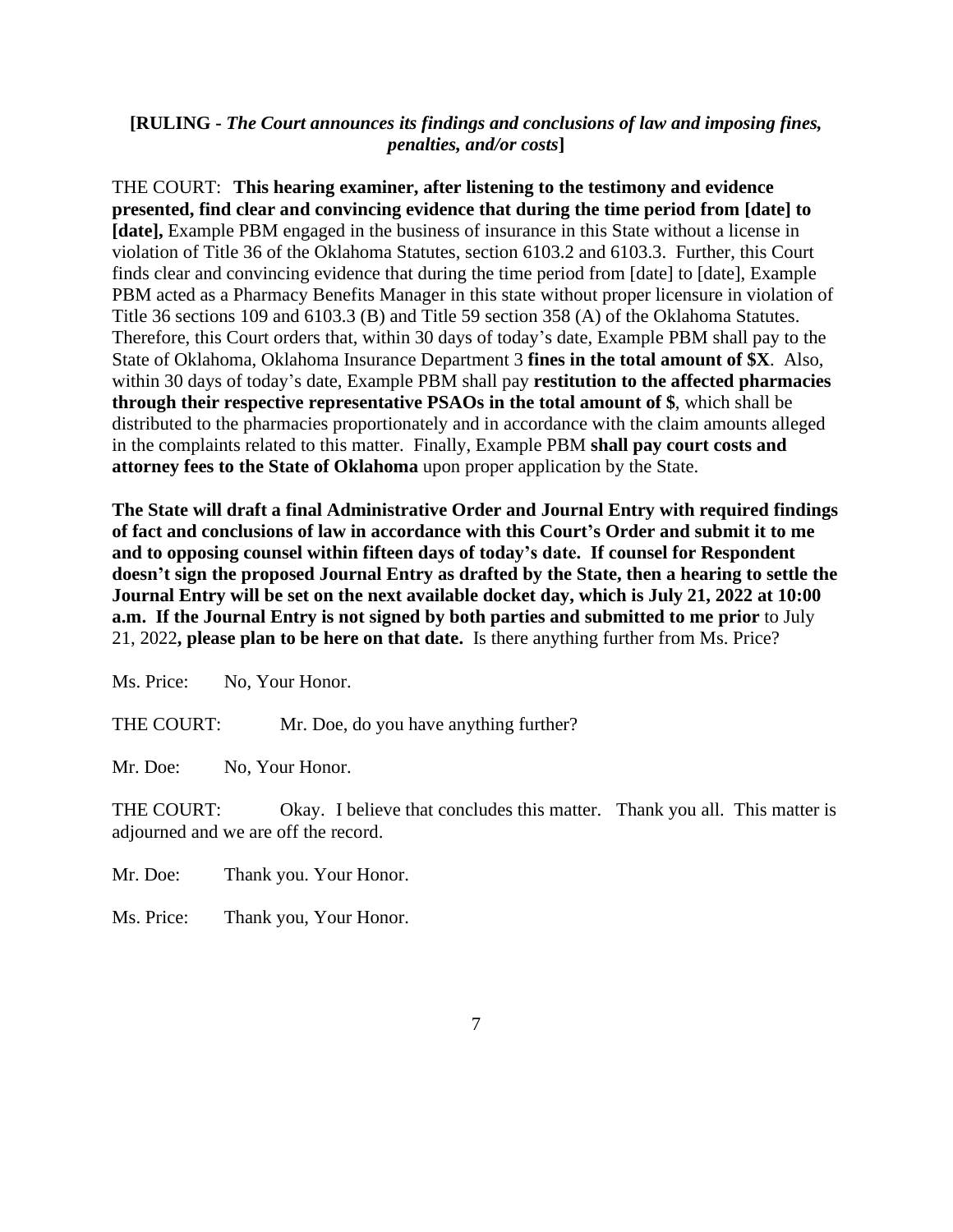**[RULING -** ***The Court announces its findings and conclusions of law and imposing fines, penalties, and/or costs*****]**

THE COURT: **This hearing examiner, after listening to the testimony and evidence presented, find clear and convincing evidence that during the time period from [date] to [date],** Example PBM engaged in the business of insurance in this State without a license in violation of Title 36 of the Oklahoma Statutes, section 6103.2 and 6103.3. Further, this Court finds clear and convincing evidence that during the time period from [date] to [date], Example PBM acted as a Pharmacy Benefits Manager in this state without proper licensure in violation of Title 36 sections 109 and 6103.3 (B) and Title 59 section 358 (A) of the Oklahoma Statutes. Therefore, this Court orders that, within 30 days of today's date, Example PBM shall pay to the State of Oklahoma, Oklahoma Insurance Department 3 **fines in the total amount of $X**. Also, within 30 days of today's date, Example PBM shall pay **restitution to the affected pharmacies through their respective representative PSAOs in the total amount of $**, which shall be distributed to the pharmacies proportionately and in accordance with the claim amounts alleged in the complaints related to this matter. Finally, Example PBM **shall pay court costs and attorney fees to the State of Oklahoma** upon proper application by the State.

**The State will draft a final Administrative Order and Journal Entry with required findings of fact and conclusions of law in accordance with this Court's Order and submit it to me and to opposing counsel within fifteen days of today's date. If counsel for Respondent doesn't sign the proposed Journal Entry as drafted by the State, then a hearing to settle the Journal Entry will be set on the next available docket day, which is July 21, 2022 at 10:00 a.m. If the Journal Entry is not signed by both parties and submitted to me prior** to July 21, 2022**, please plan to be here on that date.** Is there anything further from Ms. Price?

Ms. Price: No, Your Honor.

THE COURT: Mr. Doe, do you have anything further?

Mr. Doe: No, Your Honor.

THE COURT: Okay. I believe that concludes this matter. Thank you all. This matter is adjourned and we are off the record.

Mr. Doe: Thank you. Your Honor.

Ms. Price: Thank you, Your Honor.